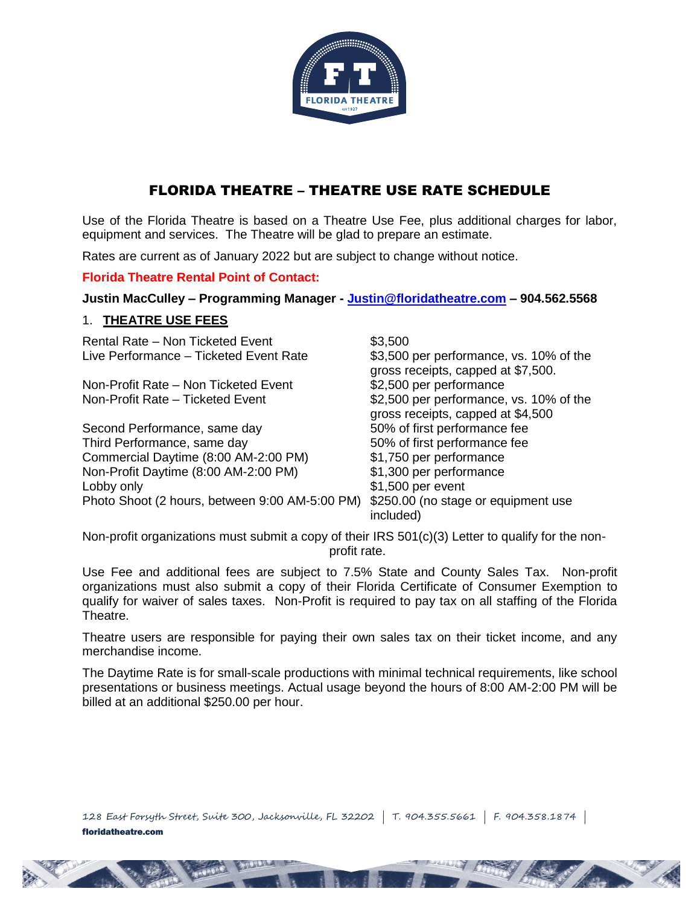# FLORIDA THEATRE – THEATRE USE RATE SCHEDULE

Use of the Florida Theatre is based on a Theatre Use Fee, plus additional charges for labor, equipment and services. The Theatre will be glad to prepare an estimate.

Rates are current as of January 2022 but are subject to change without notice.

**Florida Theatre Rental Point of Contact:**

**Justin MacCulley – Programming Manager - [Justin@floridatheatre.com](mailto:Justin@floridatheatre.com) – 904.562.5568**

## 1. THEATRE USE FEES

| | |
|---|---|
| Rental Rate – Non Ticketed Event | $3,500 |
| Live Performance – Ticketed Event Rate | $3,500 per performance, vs. 10% of the gross receipts, capped at $7,500. |
| Non-Profit Rate – Non Ticketed Event | $2,500 per performance |
| Non-Profit Rate – Ticketed Event | $2,500 per performance, vs. 10% of the gross receipts, capped at $4,500 |
| Second Performance, same day | 50% of first performance fee |
| Third Performance, same day | 50% of first performance fee |
| Commercial Daytime (8:00 AM-2:00 PM) | $1,750 per performance |
| Non-Profit Daytime (8:00 AM-2:00 PM) | $1,300 per performance |
| Lobby only | $1,500 per event |
| Photo Shoot (2 hours, between 9:00 AM-5:00 PM) | $250.00 (no stage or equipment use included) |

Non-profit organizations must submit a copy of their IRS 501(c)(3) Letter to qualify for the non-profit rate.

Use Fee and additional fees are subject to 7.5% State and County Sales Tax. Non-profit organizations must also submit a copy of their Florida Certificate of Consumer Exemption to qualify for waiver of sales taxes. Non-Profit is required to pay tax on all staffing of the Florida Theatre.

Theatre users are responsible for paying their own sales tax on their ticket income, and any merchandise income.

The Daytime Rate is for small-scale productions with minimal technical requirements, like school presentations or business meetings. Actual usage beyond the hours of 8:00 AM-2:00 PM will be billed at an additional $250.00 per hour.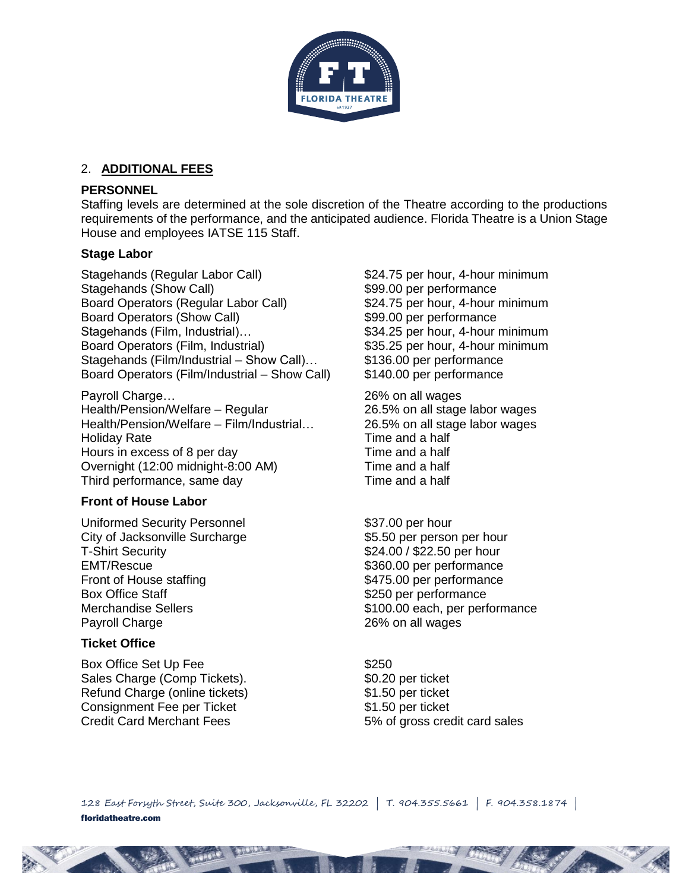## 2. **ADDITIONAL FEES**

### PERSONNEL

Staffing levels are determined at the sole discretion of the Theatre according to the productions requirements of the performance, and the anticipated audience. Florida Theatre is a Union Stage House and employees IATSE 115 Staff.

### Stage Labor

| | |
|---|---|
| Stagehands (Regular Labor Call) | $24.75 per hour, 4-hour minimum |
| Stagehands (Show Call) | $99.00 per performance |
| Board Operators (Regular Labor Call) | $24.75 per hour, 4-hour minimum |
| Board Operators (Show Call) | $99.00 per performance |
| Stagehands (Film, Industrial)… | $34.25 per hour, 4-hour minimum |
| Board Operators (Film, Industrial) | $35.25 per hour, 4-hour minimum |
| Stagehands (Film/Industrial – Show Call)… | $136.00 per performance |
| Board Operators (Film/Industrial – Show Call) | $140.00 per performance |
| Payroll Charge… | 26% on all wages |
| Health/Pension/Welfare – Regular | 26.5% on all stage labor wages |
| Health/Pension/Welfare – Film/Industrial… | 26.5% on all stage labor wages |
| Holiday Rate | Time and a half |
| Hours in excess of 8 per day | Time and a half |
| Overnight (12:00 midnight-8:00 AM) | Time and a half |
| Third performance, same day | Time and a half |

### Front of House Labor

| | |
|---|---|
| Uniformed Security Personnel | $37.00 per hour |
| City of Jacksonville Surcharge | $5.50 per person per hour |
| T-Shirt Security | $24.00 / $22.50 per hour |
| EMT/Rescue | $360.00 per performance |
| Front of House staffing | $475.00 per performance |
| Box Office Staff | $250 per performance |
| Merchandise Sellers | $100.00 each, per performance |
| Payroll Charge | 26% on all wages |

### Ticket Office

| | |
|---|---|
| Box Office Set Up Fee | $250 |
| Sales Charge (Comp Tickets). | $0.20 per ticket |
| Refund Charge (online tickets) | $1.50 per ticket |
| Consignment Fee per Ticket | $1.50 per ticket |
| Credit Card Merchant Fees | 5% of gross credit card sales |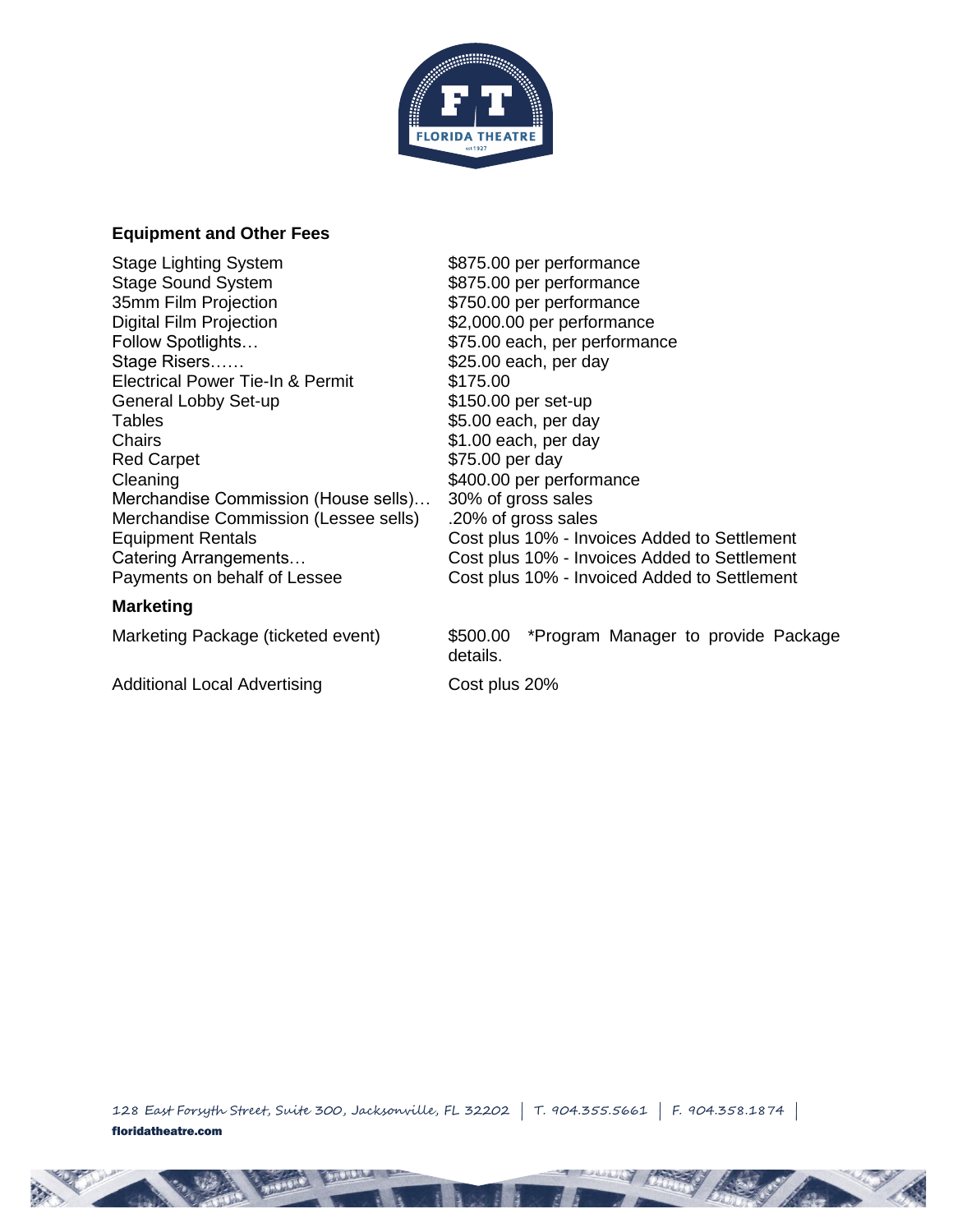### Equipment and Other Fees

| | |
|---|---|
| Stage Lighting System | $875.00 per performance |
| Stage Sound System | $875.00 per performance |
| 35mm Film Projection | $750.00 per performance |
| Digital Film Projection | $2,000.00 per performance |
| Follow Spotlights… | $75.00 each, per performance |
| Stage Risers…… | $25.00 each, per day |
| Electrical Power Tie-In & Permit | $175.00 |
| General Lobby Set-up | $150.00 per set-up |
| Tables | $5.00 each, per day |
| Chairs | $1.00 each, per day |
| Red Carpet | $75.00 per day |
| Cleaning | $400.00 per performance |
| Merchandise Commission (House sells)… | 30% of gross sales |
| Merchandise Commission (Lessee sells) | .20% of gross sales |
| Equipment Rentals | Cost plus 10% - Invoices Added to Settlement |
| Catering Arrangements… | Cost plus 10% - Invoices Added to Settlement |
| Payments on behalf of Lessee | Cost plus 10% - Invoiced Added to Settlement |

### Marketing

| | |
|---|---|
| Marketing Package (ticketed event) | $500.00 *Program Manager to provide Package details. |
| Additional Local Advertising | Cost plus 20% |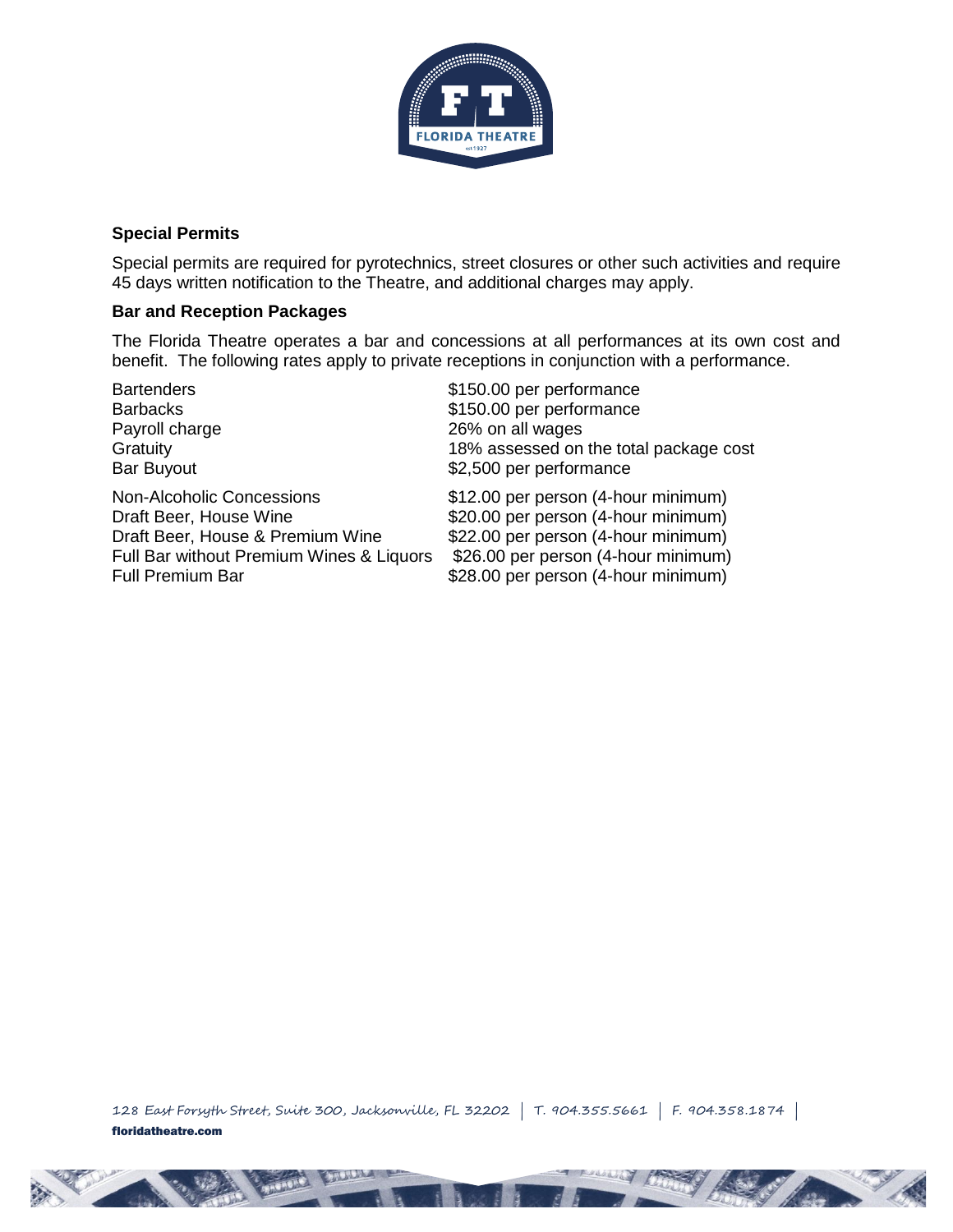## Special Permits

Special permits are required for pyrotechnics, street closures or other such activities and require 45 days written notification to the Theatre, and additional charges may apply.

## Bar and Reception Packages

The Florida Theatre operates a bar and concessions at all performances at its own cost and benefit. The following rates apply to private receptions in conjunction with a performance.

| | |
|---|---|
| Bartenders | $150.00 per performance |
| Barbacks | $150.00 per performance |
| Payroll charge | 26% on all wages |
| Gratuity | 18% assessed on the total package cost |
| Bar Buyout | $2,500 per performance |
| Non-Alcoholic Concessions | $12.00 per person (4-hour minimum) |
| Draft Beer, House Wine | $20.00 per person (4-hour minimum) |
| Draft Beer, House & Premium Wine | $22.00 per person (4-hour minimum) |
| Full Bar without Premium Wines & Liquors | $26.00 per person (4-hour minimum) |
| Full Premium Bar | $28.00 per person (4-hour minimum) |